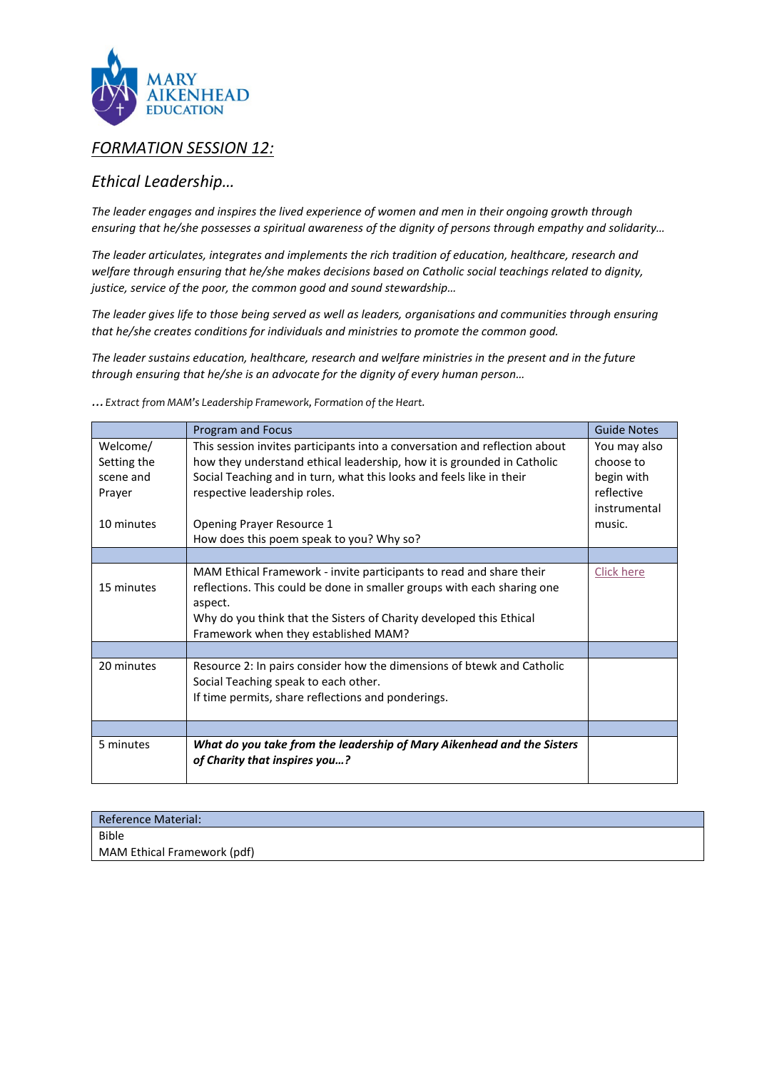MARY AIKENHEAD EDUCATION

## *FORMATION SESSION 12:*

## *Ethical Leadership…*

*The leader engages and inspires the lived experience of women and men in their ongoing growth through ensuring that he/she possesses a spiritual awareness of the dignity of persons through empathy and solidarity…*

*The leader articulates, integrates and implements the rich tradition of education, healthcare, research and welfare through ensuring that he/she makes decisions based on Catholic social teachings related to dignity, justice, service of the poor, the common good and sound stewardship…*

*The leader gives life to those being served as well as leaders, organisations and communities through ensuring that he/she creates conditions for individuals and ministries to promote the common good.*

*The leader sustains education, healthcare, research and welfare ministries in the present and in the future through ensuring that he/she is an advocate for the dignity of every human person…*

*… Extract from MAM's Leadership Framework, Formation of the Heart.*

| | Program and Focus | Guide Notes |
|---|---|---|
| Welcome/ Setting the scene and Prayer<br><br>10 minutes | This session invites participants into a conversation and reflection about how they understand ethical leadership, how it is grounded in Catholic Social Teaching and in turn, what this looks and feels like in their respective leadership roles.<br><br>Opening Prayer Resource 1<br>How does this poem speak to you? Why so? | You may also choose to begin with reflective instrumental music. |
| | | |
| 15 minutes | MAM Ethical Framework - invite participants to read and share their reflections. This could be done in smaller groups with each sharing one aspect.<br>Why do you think that the Sisters of Charity developed this Ethical Framework when they established MAM? | Click here |
| | | |
| 20 minutes | Resource 2: In pairs consider how the dimensions of btewk and Catholic Social Teaching speak to each other.<br>If time permits, share reflections and ponderings. | |
| | | |
| 5 minutes | ***What do you take from the leadership of Mary Aikenhead and the Sisters of Charity that inspires you…?*** | |

| Reference Material: |
|---|
| Bible<br>MAM Ethical Framework (pdf) |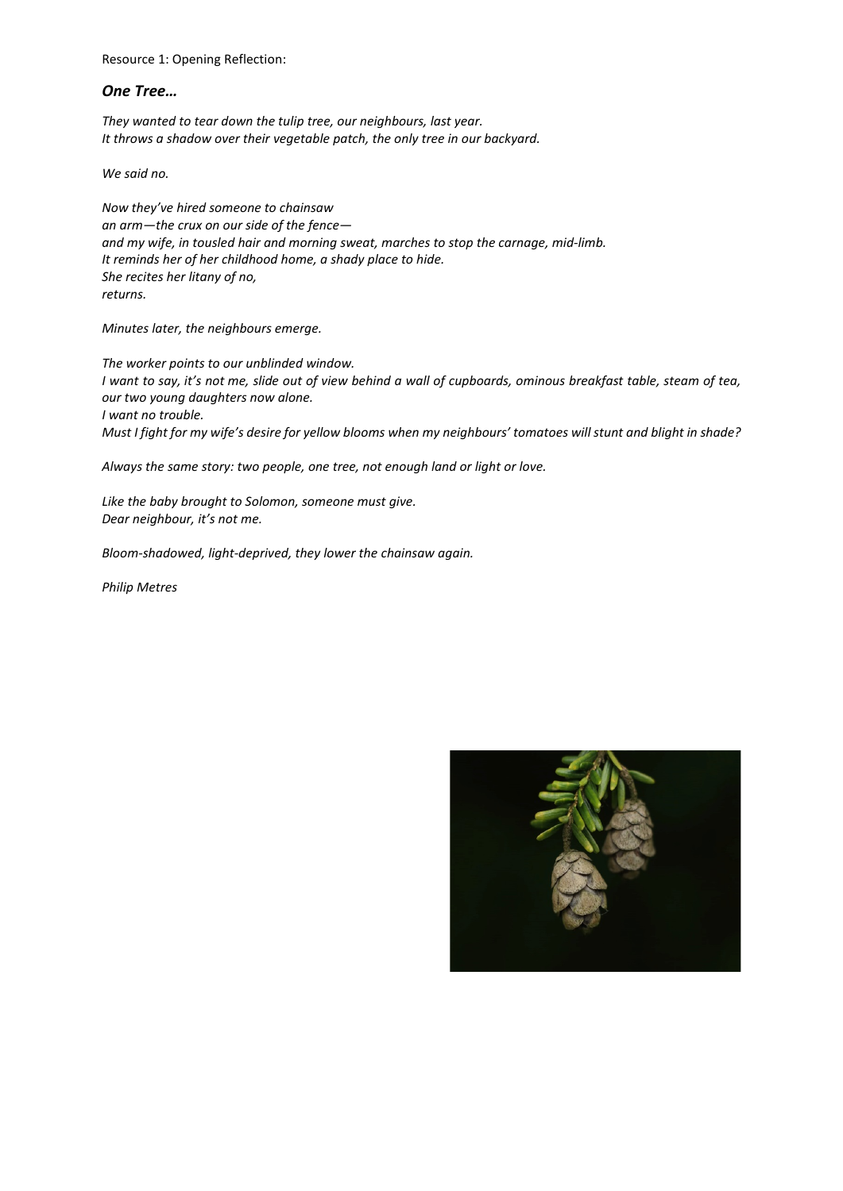Resource 1: Opening Reflection:

## *One Tree…*

*They wanted to tear down the tulip tree, our neighbours, last year.*
*It throws a shadow over their vegetable patch, the only tree in our backyard.*

*We said no.*

*Now they've hired someone to chainsaw*
*an arm—the crux on our side of the fence—*
*and my wife, in tousled hair and morning sweat, marches to stop the carnage, mid-limb.*
*It reminds her of her childhood home, a shady place to hide.*
*She recites her litany of no,*
*returns.*

*Minutes later, the neighbours emerge.*

*The worker points to our unblinded window.*
*I want to say, it's not me, slide out of view behind a wall of cupboards, ominous breakfast table, steam of tea, our two young daughters now alone.*
*I want no trouble.*
*Must I fight for my wife's desire for yellow blooms when my neighbours' tomatoes will stunt and blight in shade?*

*Always the same story: two people, one tree, not enough land or light or love.*

*Like the baby brought to Solomon, someone must give.*
*Dear neighbour, it's not me.*

*Bloom-shadowed, light-deprived, they lower the chainsaw again.*

*Philip Metres*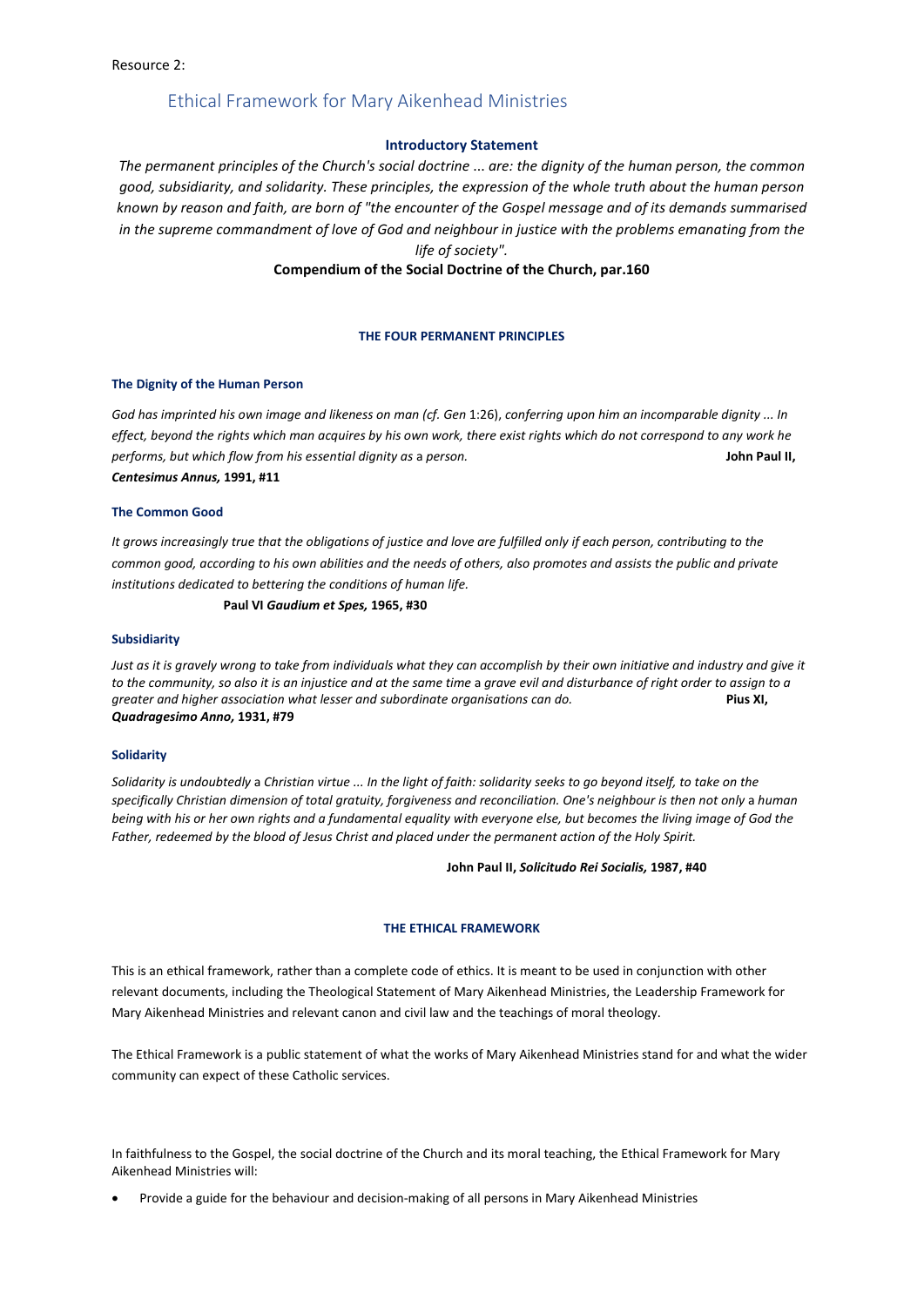Resource 2:

# Ethical Framework for Mary Aikenhead Ministries

**Introductory Statement**

*The permanent principles of the Church's social doctrine ... are: the dignity of the human person, the common good, subsidiarity, and solidarity. These principles, the expression of the whole truth about the human person known by reason and faith, are born of "the encounter of the Gospel message and of its demands summarised in the supreme commandment of love of God and neighbour in justice with the problems emanating from the life of society".*

**Compendium of the Social Doctrine of the Church, par.160**

## THE FOUR PERMANENT PRINCIPLES

### The Dignity of the Human Person

*God has imprinted his own image and likeness on man (cf. Gen* 1:26), *conferring upon him an incomparable dignity ... In effect, beyond the rights which man acquires by his own work, there exist rights which do not correspond to any work he performs, but which flow from his essential dignity as* a *person.* **John Paul II, *Centesimus Annus,* 1991, #11**

### The Common Good

*It grows increasingly true that the obligations of justice and love are fulfilled only if each person, contributing to the common good, according to his own abilities and the needs of others, also promotes and assists the public and private institutions dedicated to bettering the conditions of human life.*

**Paul VI *Gaudium et Spes,* 1965, #30**

### Subsidiarity

*Just as it is gravely wrong to take from individuals what they can accomplish by their own initiative and industry and give it to the community, so also it is an injustice and at the same time* a *grave evil and disturbance of right order to assign to a greater and higher association what lesser and subordinate organisations can do.* **Pius XI, *Quadragesimo Anno,* 1931, #79**

### Solidarity

*Solidarity is undoubtedly* a *Christian virtue ... In the light of faith: solidarity seeks to go beyond itself, to take on the specifically Christian dimension of total gratuity, forgiveness and reconciliation. One's neighbour is then not only* a *human being with his or her own rights and a fundamental equality with everyone else, but becomes the living image of God the Father, redeemed by the blood of Jesus Christ and placed under the permanent action of the Holy Spirit.*

**John Paul II, *Solicitudo Rei Socialis,* 1987, #40**

## THE ETHICAL FRAMEWORK

This is an ethical framework, rather than a complete code of ethics. It is meant to be used in conjunction with other relevant documents, including the Theological Statement of Mary Aikenhead Ministries, the Leadership Framework for Mary Aikenhead Ministries and relevant canon and civil law and the teachings of moral theology.

The Ethical Framework is a public statement of what the works of Mary Aikenhead Ministries stand for and what the wider community can expect of these Catholic services.

In faithfulness to the Gospel, the social doctrine of the Church and its moral teaching, the Ethical Framework for Mary Aikenhead Ministries will:

- Provide a guide for the behaviour and decision-making of all persons in Mary Aikenhead Ministries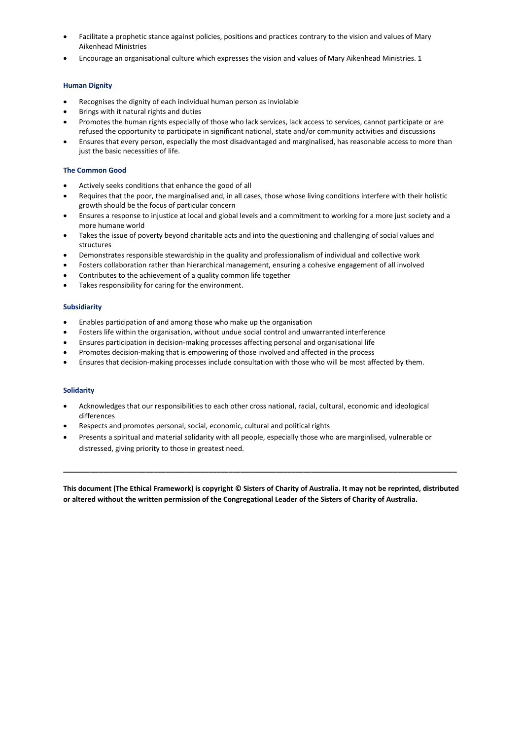- Facilitate a prophetic stance against policies, positions and practices contrary to the vision and values of Mary Aikenhead Ministries
- Encourage an organisational culture which expresses the vision and values of Mary Aikenhead Ministries. 1

### Human Dignity

- Recognises the dignity of each individual human person as inviolable
- Brings with it natural rights and duties
- Promotes the human rights especially of those who lack services, lack access to services, cannot participate or are refused the opportunity to participate in significant national, state and/or community activities and discussions
- Ensures that every person, especially the most disadvantaged and marginalised, has reasonable access to more than just the basic necessities of life.

### The Common Good

- Actively seeks conditions that enhance the good of all
- Requires that the poor, the marginalised and, in all cases, those whose living conditions interfere with their holistic growth should be the focus of particular concern
- Ensures a response to injustice at local and global levels and a commitment to working for a more just society and a more humane world
- Takes the issue of poverty beyond charitable acts and into the questioning and challenging of social values and structures
- Demonstrates responsible stewardship in the quality and professionalism of individual and collective work
- Fosters collaboration rather than hierarchical management, ensuring a cohesive engagement of all involved
- Contributes to the achievement of a quality common life together
- Takes responsibility for caring for the environment.

### Subsidiarity

- Enables participation of and among those who make up the organisation
- Fosters life within the organisation, without undue social control and unwarranted interference
- Ensures participation in decision-making processes affecting personal and organisational life
- Promotes decision-making that is empowering of those involved and affected in the process
- Ensures that decision-making processes include consultation with those who will be most affected by them.

### Solidarity

- Acknowledges that our responsibilities to each other cross national, racial, cultural, economic and ideological differences
- Respects and promotes personal, social, economic, cultural and political rights
- Presents a spiritual and material solidarity with all people, especially those who are marginlised, vulnerable or distressed, giving priority to those in greatest need.

---

**This document (The Ethical Framework) is copyright © Sisters of Charity of Australia. It may not be reprinted, distributed or altered without the written permission of the Congregational Leader of the Sisters of Charity of Australia.**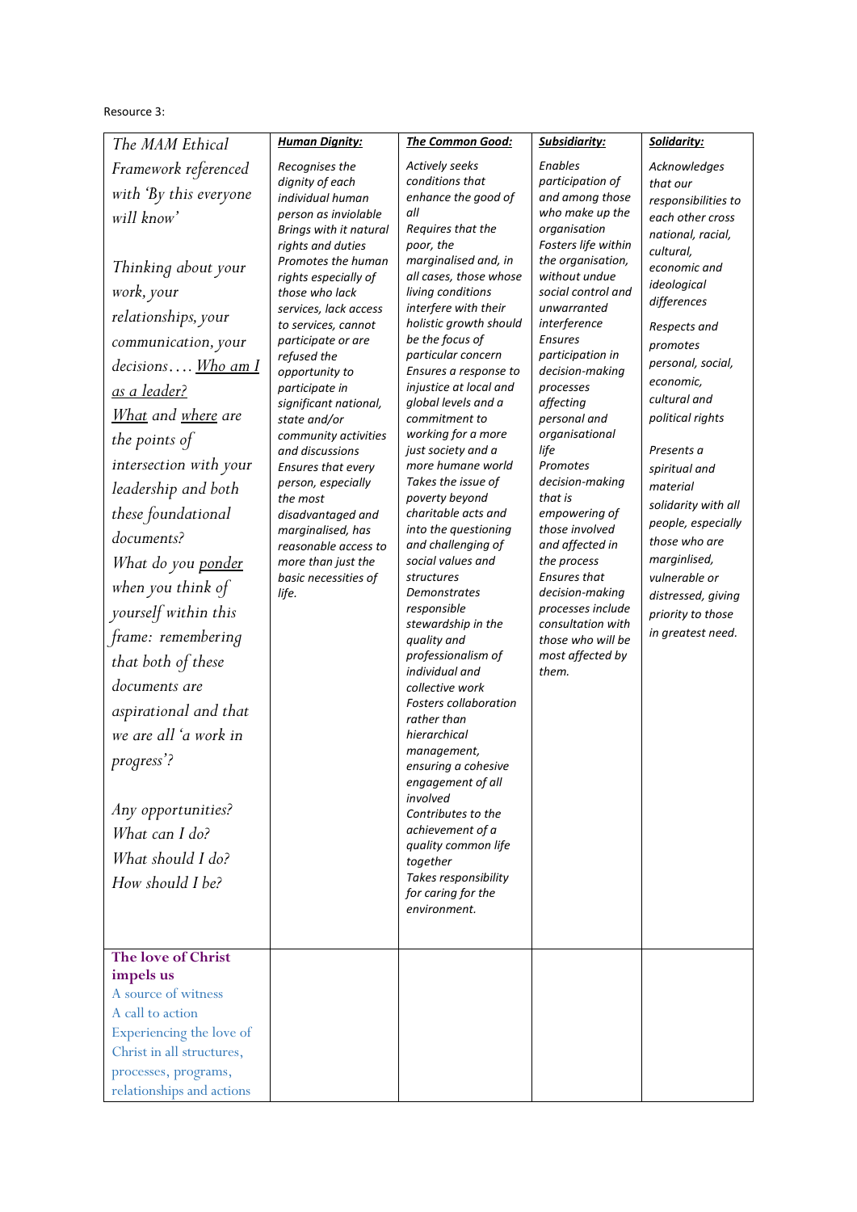Resource 3:

| *The MAM Ethical Framework referenced with 'By this everyone will know'*<br><br>*Thinking about your work, your relationships, your communication, your decisions…. <u>Who am I as a leader?</u> <u>What</u> and <u>where</u> are the points of intersection with your leadership and both these foundational documents?*<br>*What do you <u>ponder</u> when you think of yourself within this frame: remembering that both of these documents are aspirational and that we are all 'a work in progress'?*<br><br>*Any opportunities?*<br>*What can I do?*<br>*What should I do?*<br>*How should I be?* | ***<u>Human Dignity:</u>***<br><br>*Recognises the dignity of each individual human person as inviolable*<br>*Brings with it natural rights and duties*<br>*Promotes the human rights especially of those who lack services, lack access to services, cannot participate or are refused the opportunity to participate in significant national, state and/or community activities and discussions*<br>*Ensures that every person, especially the most disadvantaged and marginalised, has reasonable access to more than just the basic necessities of life.* | ***<u>The Common Good:</u>***<br><br>*Actively seeks conditions that enhance the good of all*<br>*Requires that the poor, the marginalised and, in all cases, those whose living conditions interfere with their holistic growth should be the focus of particular concern*<br>*Ensures a response to injustice at local and global levels and a commitment to working for a more just society and a more humane world*<br>*Takes the issue of poverty beyond charitable acts and into the questioning and challenging of social values and structures*<br>*Demonstrates responsible stewardship in the quality and professionalism of individual and collective work*<br>*Fosters collaboration rather than hierarchical management, ensuring a cohesive engagement of all involved*<br>*Contributes to the achievement of a quality common life together*<br>*Takes responsibility for caring for the environment.* | ***<u>Subsidiarity:</u>***<br><br>*Enables participation of and among those who make up the organisation*<br>*Fosters life within the organisation, without undue social control and unwarranted interference*<br>*Ensures participation in decision-making processes affecting personal and organisational life*<br>*Promotes decision-making that is empowering of those involved and affected in the process*<br>*Ensures that decision-making processes include consultation with those who will be most affected by them.* | ***<u>Solidarity:</u>***<br><br>*Acknowledges that our responsibilities to each other cross national, racial, cultural, economic and ideological differences*<br><br>*Respects and promotes personal, social, economic, cultural and political rights*<br><br>*Presents a spiritual and material solidarity with all people, especially those who are marginlised, vulnerable or distressed, giving priority to those in greatest need.* |
|---|---|---|---|---|
| **The love of Christ impels us**<br>A source of witness<br>A call to action<br>Experiencing the love of Christ in all structures, processes, programs, relationships and actions | | | | |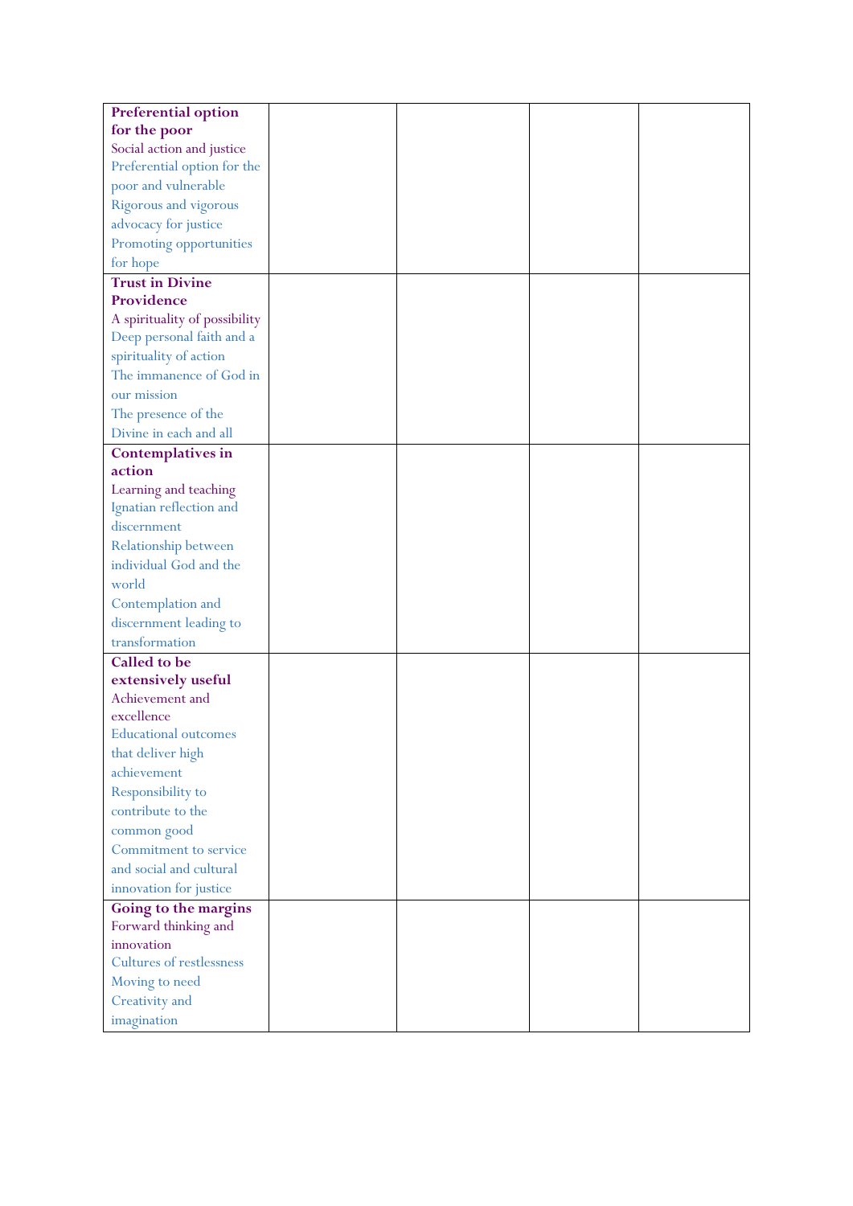| | | | | |
|---|---|---|---|---|
| **Preferential option for the poor**<br>Social action and justice<br>Preferential option for the poor and vulnerable<br>Rigorous and vigorous advocacy for justice<br>Promoting opportunities for hope | | | | |
| **Trust in Divine Providence**<br>A spirituality of possibility<br>Deep personal faith and a spirituality of action<br>The immanence of God in our mission<br>The presence of the Divine in each and all | | | | |
| **Contemplatives in action**<br>Learning and teaching<br>Ignatian reflection and discernment<br>Relationship between individual God and the world<br>Contemplation and discernment leading to transformation | | | | |
| **Called to be extensively useful**<br>Achievement and excellence<br>Educational outcomes that deliver high achievement<br>Responsibility to contribute to the common good<br>Commitment to service and social and cultural innovation for justice | | | | |
| **Going to the margins**<br>Forward thinking and innovation<br>Cultures of restlessness<br>Moving to need<br>Creativity and imagination | | | | |